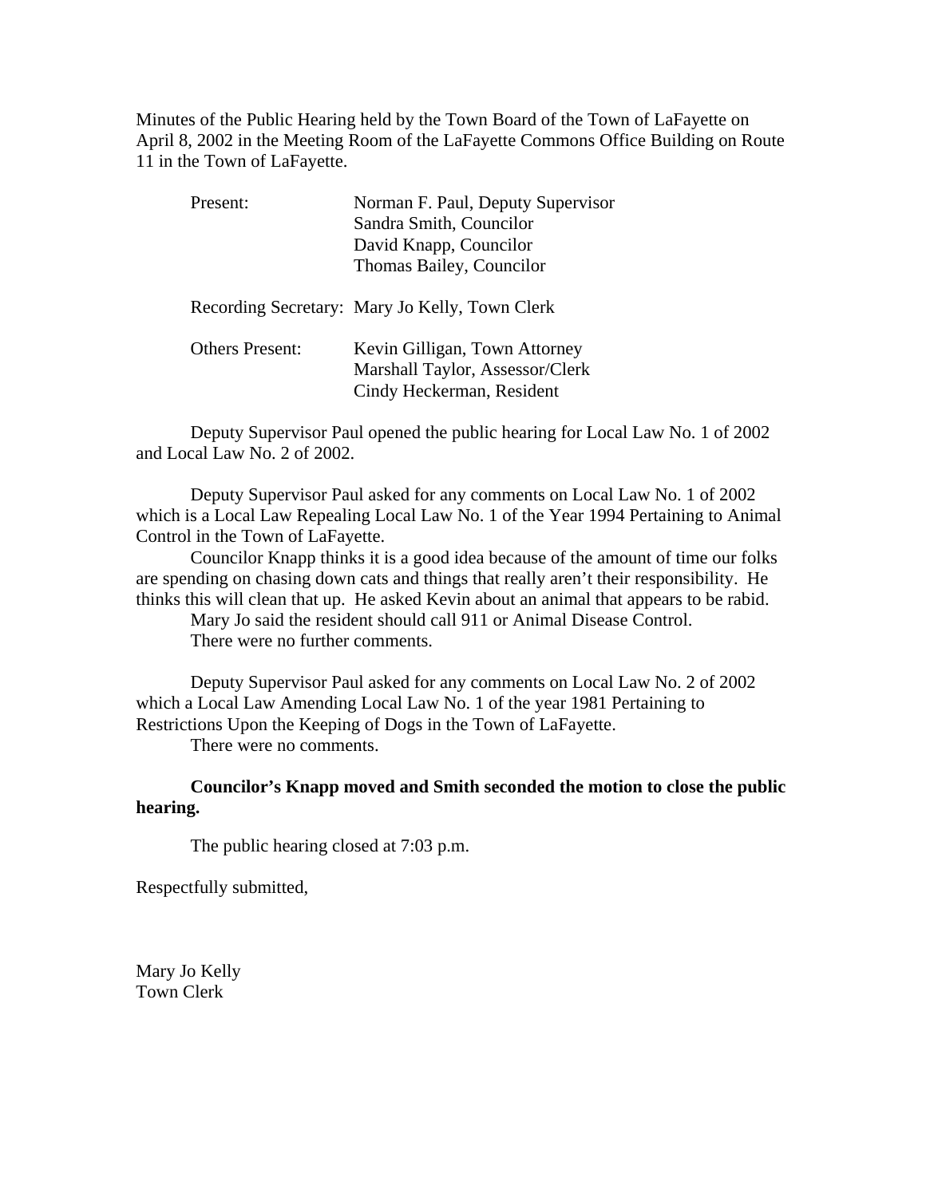Minutes of the Public Hearing held by the Town Board of the Town of LaFayette on April 8, 2002 in the Meeting Room of the LaFayette Commons Office Building on Route 11 in the Town of LaFayette.

| | |
|---|---|
| Present: | Norman F. Paul, Deputy Supervisor<br>Sandra Smith, Councilor<br>David Knapp, Councilor<br>Thomas Bailey, Councilor |
| Recording Secretary: | Mary Jo Kelly, Town Clerk |
| Others Present: | Kevin Gilligan, Town Attorney<br>Marshall Taylor, Assessor/Clerk<br>Cindy Heckerman, Resident |

Deputy Supervisor Paul opened the public hearing for Local Law No. 1 of 2002 and Local Law No. 2 of 2002.

Deputy Supervisor Paul asked for any comments on Local Law No. 1 of 2002 which is a Local Law Repealing Local Law No. 1 of the Year 1994 Pertaining to Animal Control in the Town of LaFayette.

Councilor Knapp thinks it is a good idea because of the amount of time our folks are spending on chasing down cats and things that really aren't their responsibility. He thinks this will clean that up. He asked Kevin about an animal that appears to be rabid.

Mary Jo said the resident should call 911 or Animal Disease Control.

There were no further comments.

Deputy Supervisor Paul asked for any comments on Local Law No. 2 of 2002 which a Local Law Amending Local Law No. 1 of the year 1981 Pertaining to Restrictions Upon the Keeping of Dogs in the Town of LaFayette.

There were no comments.

**Councilor's Knapp moved and Smith seconded the motion to close the public hearing.**

The public hearing closed at 7:03 p.m.

Respectfully submitted,

Mary Jo Kelly
Town Clerk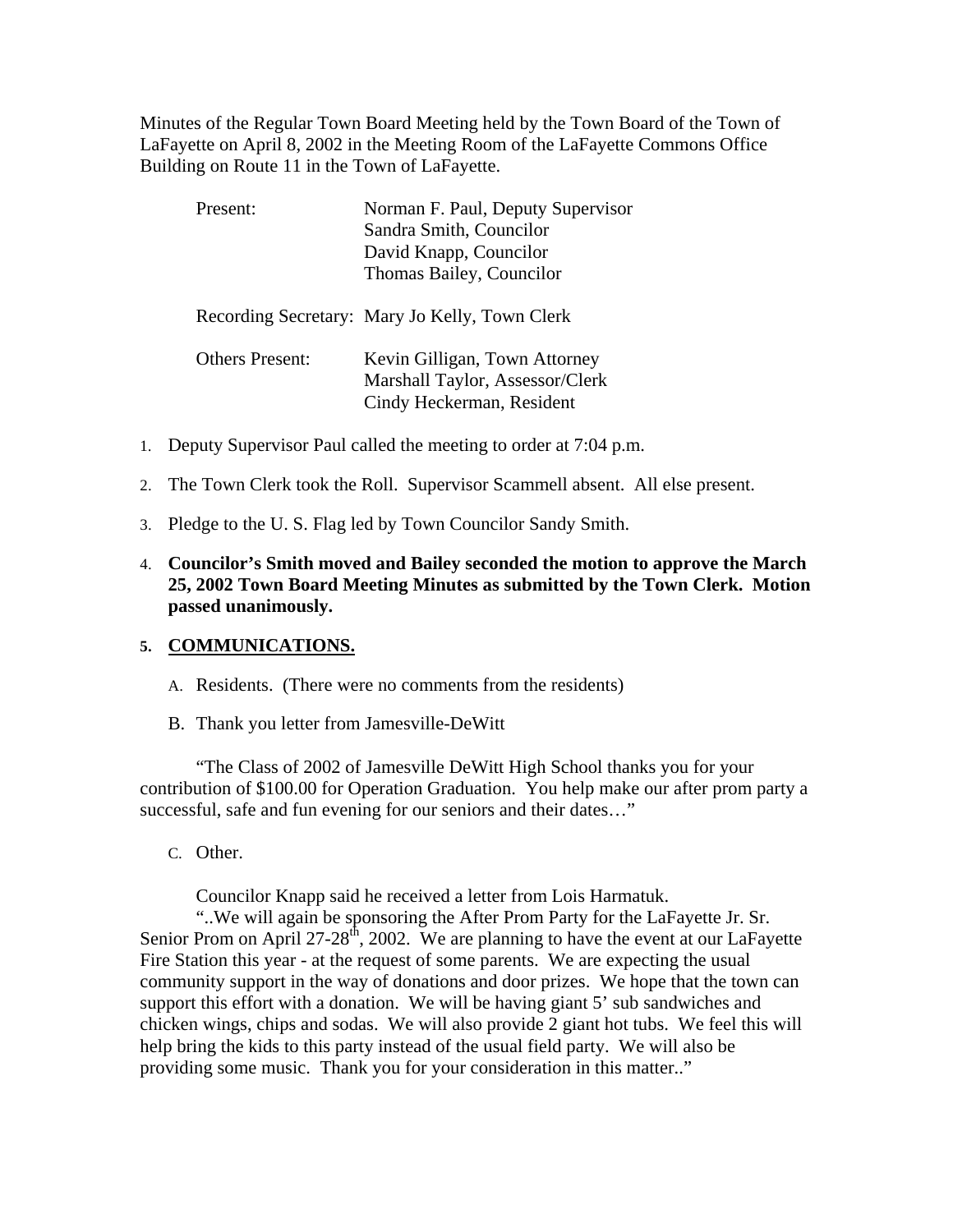Minutes of the Regular Town Board Meeting held by the Town Board of the Town of LaFayette on April 8, 2002 in the Meeting Room of the LaFayette Commons Office Building on Route 11 in the Town of LaFayette.

| | |
|---|---|
| Present: | Norman F. Paul, Deputy Supervisor |
| | Sandra Smith, Councilor |
| | David Knapp, Councilor |
| | Thomas Bailey, Councilor |
| Recording Secretary: | Mary Jo Kelly, Town Clerk |
| Others Present: | Kevin Gilligan, Town Attorney |
| | Marshall Taylor, Assessor/Clerk |
| | Cindy Heckerman, Resident |

1. Deputy Supervisor Paul called the meeting to order at 7:04 p.m.
2. The Town Clerk took the Roll. Supervisor Scammell absent. All else present.
3. Pledge to the U. S. Flag led by Town Councilor Sandy Smith.
4. **Councilor's Smith moved and Bailey seconded the motion to approve the March 25, 2002 Town Board Meeting Minutes as submitted by the Town Clerk. Motion passed unanimously.**
5. **COMMUNICATIONS.**

   A. Residents. (There were no comments from the residents)

   B. Thank you letter from Jamesville-DeWitt

"The Class of 2002 of Jamesville DeWitt High School thanks you for your contribution of $100.00 for Operation Graduation. You help make our after prom party a successful, safe and fun evening for our seniors and their dates…"

   C. Other.

Councilor Knapp said he received a letter from Lois Harmatuk.

"..We will again be sponsoring the After Prom Party for the LaFayette Jr. Sr. Senior Prom on April 27-28th, 2002. We are planning to have the event at our LaFayette Fire Station this year - at the request of some parents. We are expecting the usual community support in the way of donations and door prizes. We hope that the town can support this effort with a donation. We will be having giant 5' sub sandwiches and chicken wings, chips and sodas. We will also provide 2 giant hot tubs. We feel this will help bring the kids to this party instead of the usual field party. We will also be providing some music. Thank you for your consideration in this matter.."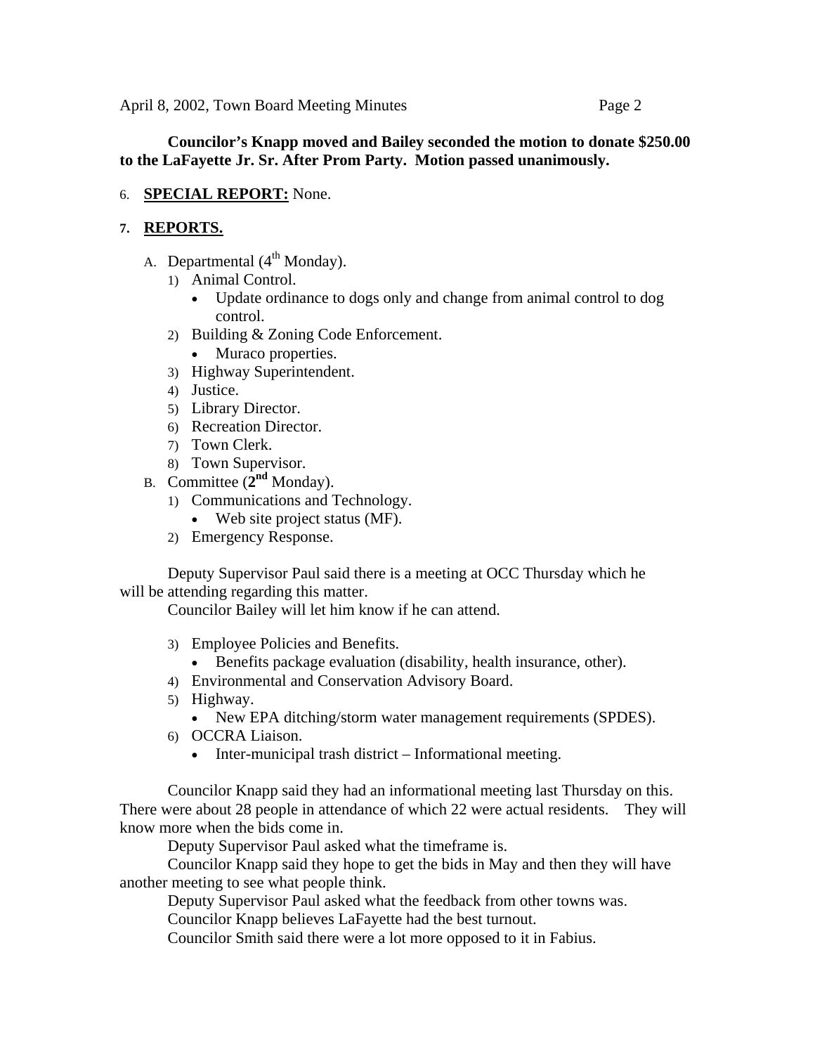**Councilor's Knapp moved and Bailey seconded the motion to donate $250.00 to the LaFayette Jr. Sr. After Prom Party. Motion passed unanimously.**

6. **SPECIAL REPORT:** None.

7. **REPORTS.**

   A. Departmental (4th Monday).
      1) Animal Control.
         - Update ordinance to dogs only and change from animal control to dog control.
      2) Building & Zoning Code Enforcement.
         - Muraco properties.
      3) Highway Superintendent.
      4) Justice.
      5) Library Director.
      6) Recreation Director.
      7) Town Clerk.
      8) Town Supervisor.

   B. Committee (**2nd** Monday).
      1) Communications and Technology.
         - Web site project status (MF).
      2) Emergency Response.

Deputy Supervisor Paul said there is a meeting at OCC Thursday which he will be attending regarding this matter.

Councilor Bailey will let him know if he can attend.

      3) Employee Policies and Benefits.
         - Benefits package evaluation (disability, health insurance, other).
      4) Environmental and Conservation Advisory Board.
      5) Highway.
         - New EPA ditching/storm water management requirements (SPDES).
      6) OCCRA Liaison.
         - Inter-municipal trash district – Informational meeting.

Councilor Knapp said they had an informational meeting last Thursday on this. There were about 28 people in attendance of which 22 were actual residents. They will know more when the bids come in.

Deputy Supervisor Paul asked what the timeframe is.

Councilor Knapp said they hope to get the bids in May and then they will have another meeting to see what people think.

Deputy Supervisor Paul asked what the feedback from other towns was.

Councilor Knapp believes LaFayette had the best turnout.

Councilor Smith said there were a lot more opposed to it in Fabius.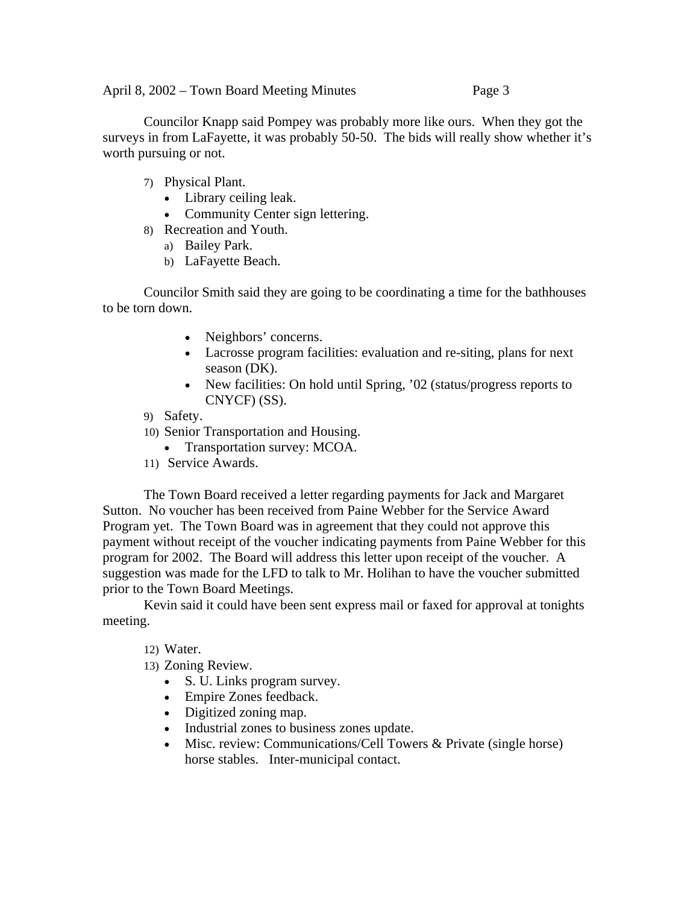Councilor Knapp said Pompey was probably more like ours. When they got the surveys in from LaFayette, it was probably 50-50. The bids will really show whether it's worth pursuing or not.

7) Physical Plant.
    - Library ceiling leak.
    - Community Center sign lettering.
8) Recreation and Youth.
    a) Bailey Park.
    b) LaFayette Beach.

Councilor Smith said they are going to be coordinating a time for the bathhouses to be torn down.

- Neighbors' concerns.
- Lacrosse program facilities: evaluation and re-siting, plans for next season (DK).
- New facilities: On hold until Spring, '02 (status/progress reports to CNYCF) (SS).

9) Safety.
10) Senior Transportation and Housing.
    - Transportation survey: MCOA.
11) Service Awards.

The Town Board received a letter regarding payments for Jack and Margaret Sutton. No voucher has been received from Paine Webber for the Service Award Program yet. The Town Board was in agreement that they could not approve this payment without receipt of the voucher indicating payments from Paine Webber for this program for 2002. The Board will address this letter upon receipt of the voucher. A suggestion was made for the LFD to talk to Mr. Holihan to have the voucher submitted prior to the Town Board Meetings.

Kevin said it could have been sent express mail or faxed for approval at tonights meeting.

12) Water.
13) Zoning Review.
    - S. U. Links program survey.
    - Empire Zones feedback.
    - Digitized zoning map.
    - Industrial zones to business zones update.
    - Misc. review: Communications/Cell Towers & Private (single horse) horse stables. Inter-municipal contact.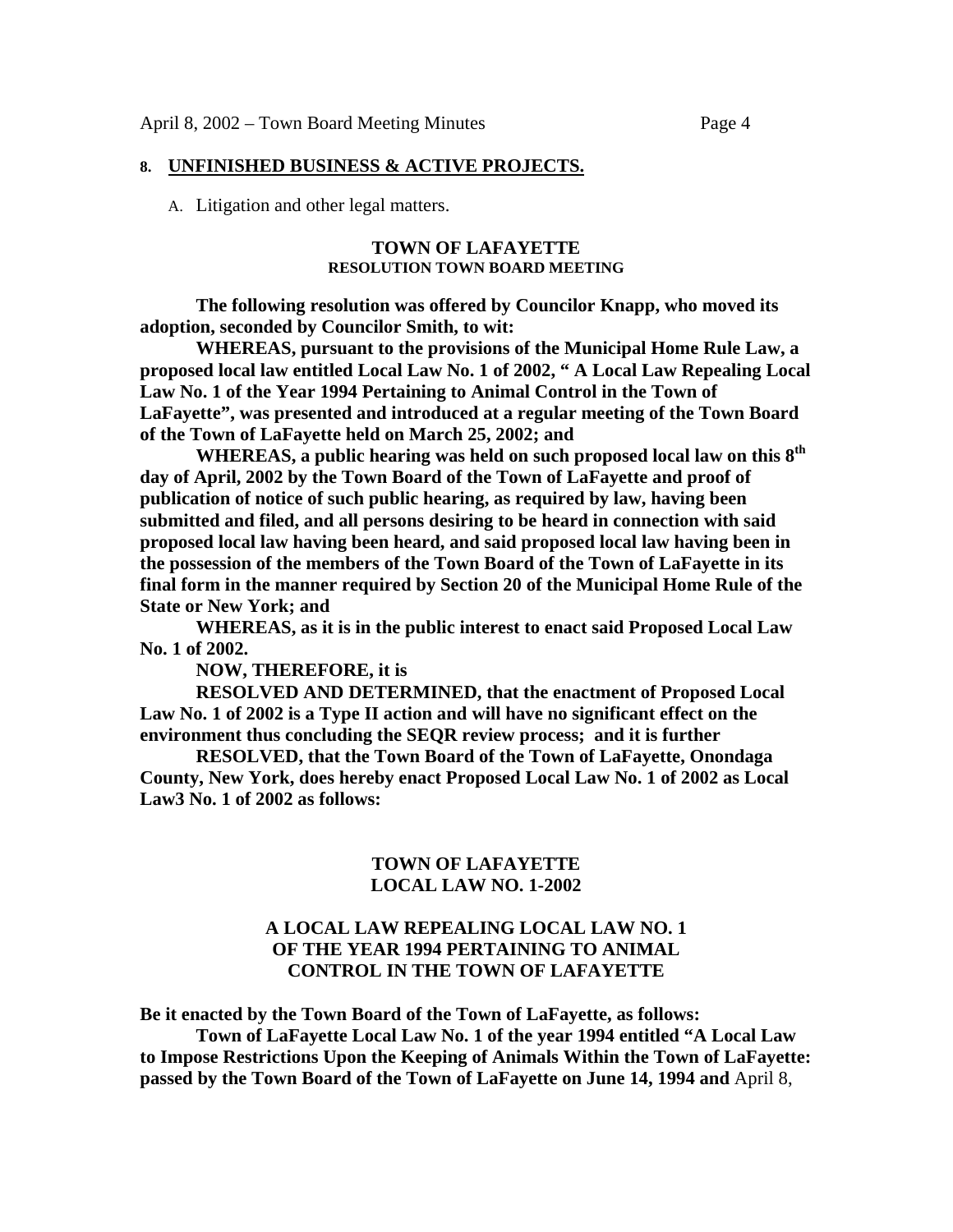## 8. UNFINISHED BUSINESS & ACTIVE PROJECTS.

A. Litigation and other legal matters.

**TOWN OF LAFAYETTE**
**RESOLUTION TOWN BOARD MEETING**

**The following resolution was offered by Councilor Knapp, who moved its adoption, seconded by Councilor Smith, to wit:**

**WHEREAS, pursuant to the provisions of the Municipal Home Rule Law, a proposed local law entitled Local Law No. 1 of 2002, " A Local Law Repealing Local Law No. 1 of the Year 1994 Pertaining to Animal Control in the Town of LaFayette", was presented and introduced at a regular meeting of the Town Board of the Town of LaFayette held on March 25, 2002; and**

**WHEREAS, a public hearing was held on such proposed local law on this 8th day of April, 2002 by the Town Board of the Town of LaFayette and proof of publication of notice of such public hearing, as required by law, having been submitted and filed, and all persons desiring to be heard in connection with said proposed local law having been heard, and said proposed local law having been in the possession of the members of the Town Board of the Town of LaFayette in its final form in the manner required by Section 20 of the Municipal Home Rule of the State or New York; and**

**WHEREAS, as it is in the public interest to enact said Proposed Local Law No. 1 of 2002.**

**NOW, THEREFORE, it is**

**RESOLVED AND DETERMINED, that the enactment of Proposed Local Law No. 1 of 2002 is a Type II action and will have no significant effect on the environment thus concluding the SEQR review process; and it is further**

**RESOLVED, that the Town Board of the Town of LaFayette, Onondaga County, New York, does hereby enact Proposed Local Law No. 1 of 2002 as Local Law3 No. 1 of 2002 as follows:**

**TOWN OF LAFAYETTE**
**LOCAL LAW NO. 1-2002**

**A LOCAL LAW REPEALING LOCAL LAW NO. 1 OF THE YEAR 1994 PERTAINING TO ANIMAL CONTROL IN THE TOWN OF LAFAYETTE**

**Be it enacted by the Town Board of the Town of LaFayette, as follows:**

**Town of LaFayette Local Law No. 1 of the year 1994 entitled "A Local Law to Impose Restrictions Upon the Keeping of Animals Within the Town of LaFayette: passed by the Town Board of the Town of LaFayette on June 14, 1994 and** April 8,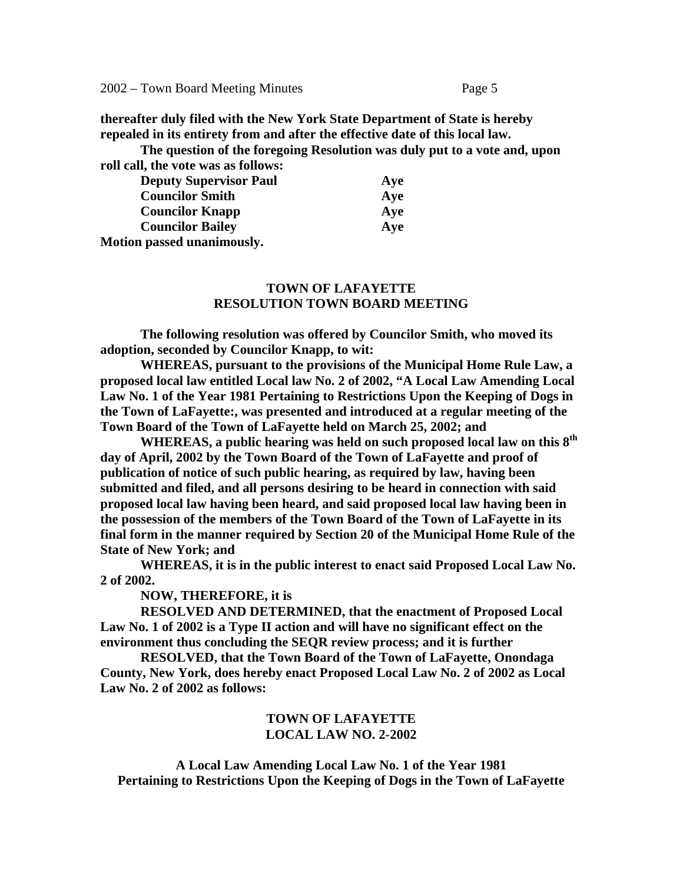**thereafter duly filed with the New York State Department of State is hereby repealed in its entirety from and after the effective date of this local law.**

**The question of the foregoing Resolution was duly put to a vote and, upon roll call, the vote was as follows:**

| | |
|---|---|
| **Deputy Supervisor Paul** | **Aye** |
| **Councilor Smith** | **Aye** |
| **Councilor Knapp** | **Aye** |
| **Councilor Bailey** | **Aye** |

**Motion passed unanimously.**

**TOWN OF LAFAYETTE**
**RESOLUTION TOWN BOARD MEETING**

**The following resolution was offered by Councilor Smith, who moved its adoption, seconded by Councilor Knapp, to wit:**

**WHEREAS, pursuant to the provisions of the Municipal Home Rule Law, a proposed local law entitled Local law No. 2 of 2002, "A Local Law Amending Local Law No. 1 of the Year 1981 Pertaining to Restrictions Upon the Keeping of Dogs in the Town of LaFayette:, was presented and introduced at a regular meeting of the Town Board of the Town of LaFayette held on March 25, 2002; and**

**WHEREAS, a public hearing was held on such proposed local law on this 8th day of April, 2002 by the Town Board of the Town of LaFayette and proof of publication of notice of such public hearing, as required by law, having been submitted and filed, and all persons desiring to be heard in connection with said proposed local law having been heard, and said proposed local law having been in the possession of the members of the Town Board of the Town of LaFayette in its final form in the manner required by Section 20 of the Municipal Home Rule of the State of New York; and**

**WHEREAS, it is in the public interest to enact said Proposed Local Law No. 2 of 2002.**

**NOW, THEREFORE, it is**

**RESOLVED AND DETERMINED, that the enactment of Proposed Local Law No. 1 of 2002 is a Type II action and will have no significant effect on the environment thus concluding the SEQR review process; and it is further**

**RESOLVED, that the Town Board of the Town of LaFayette, Onondaga County, New York, does hereby enact Proposed Local Law No. 2 of 2002 as Local Law No. 2 of 2002 as follows:**

**TOWN OF LAFAYETTE**
**LOCAL LAW NO. 2-2002**

**A Local Law Amending Local Law No. 1 of the Year 1981**
**Pertaining to Restrictions Upon the Keeping of Dogs in the Town of LaFayette**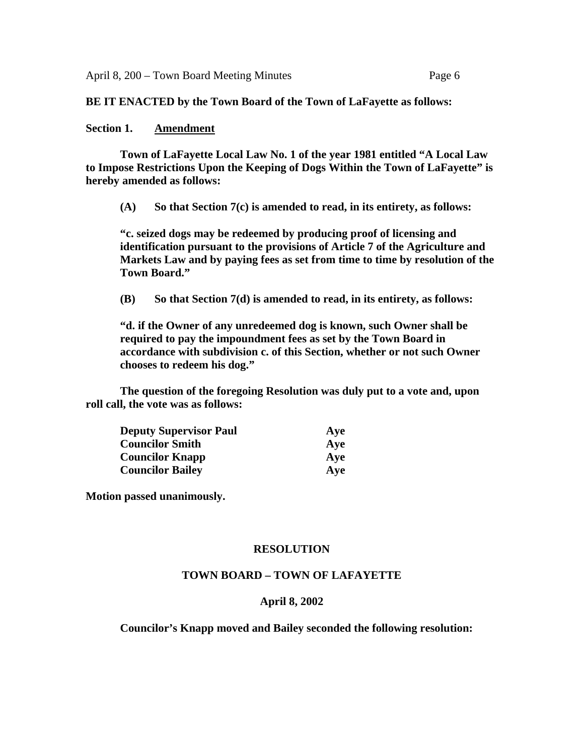**BE IT ENACTED by the Town Board of the Town of LaFayette as follows:**

**Section 1. Amendment**

**Town of LaFayette Local Law No. 1 of the year 1981 entitled "A Local Law to Impose Restrictions Upon the Keeping of Dogs Within the Town of LaFayette" is hereby amended as follows:**

**(A) So that Section 7(c) is amended to read, in its entirety, as follows:**

**"c. seized dogs may be redeemed by producing proof of licensing and identification pursuant to the provisions of Article 7 of the Agriculture and Markets Law and by paying fees as set from time to time by resolution of the Town Board."**

**(B) So that Section 7(d) is amended to read, in its entirety, as follows:**

**"d. if the Owner of any unredeemed dog is known, such Owner shall be required to pay the impoundment fees as set by the Town Board in accordance with subdivision c. of this Section, whether or not such Owner chooses to redeem his dog."**

**The question of the foregoing Resolution was duly put to a vote and, upon roll call, the vote was as follows:**

| | |
|---|---|
| **Deputy Supervisor Paul** | **Aye** |
| **Councilor Smith** | **Aye** |
| **Councilor Knapp** | **Aye** |
| **Councilor Bailey** | **Aye** |

**Motion passed unanimously.**

**RESOLUTION**

**TOWN BOARD – TOWN OF LAFAYETTE**

**April 8, 2002**

**Councilor's Knapp moved and Bailey seconded the following resolution:**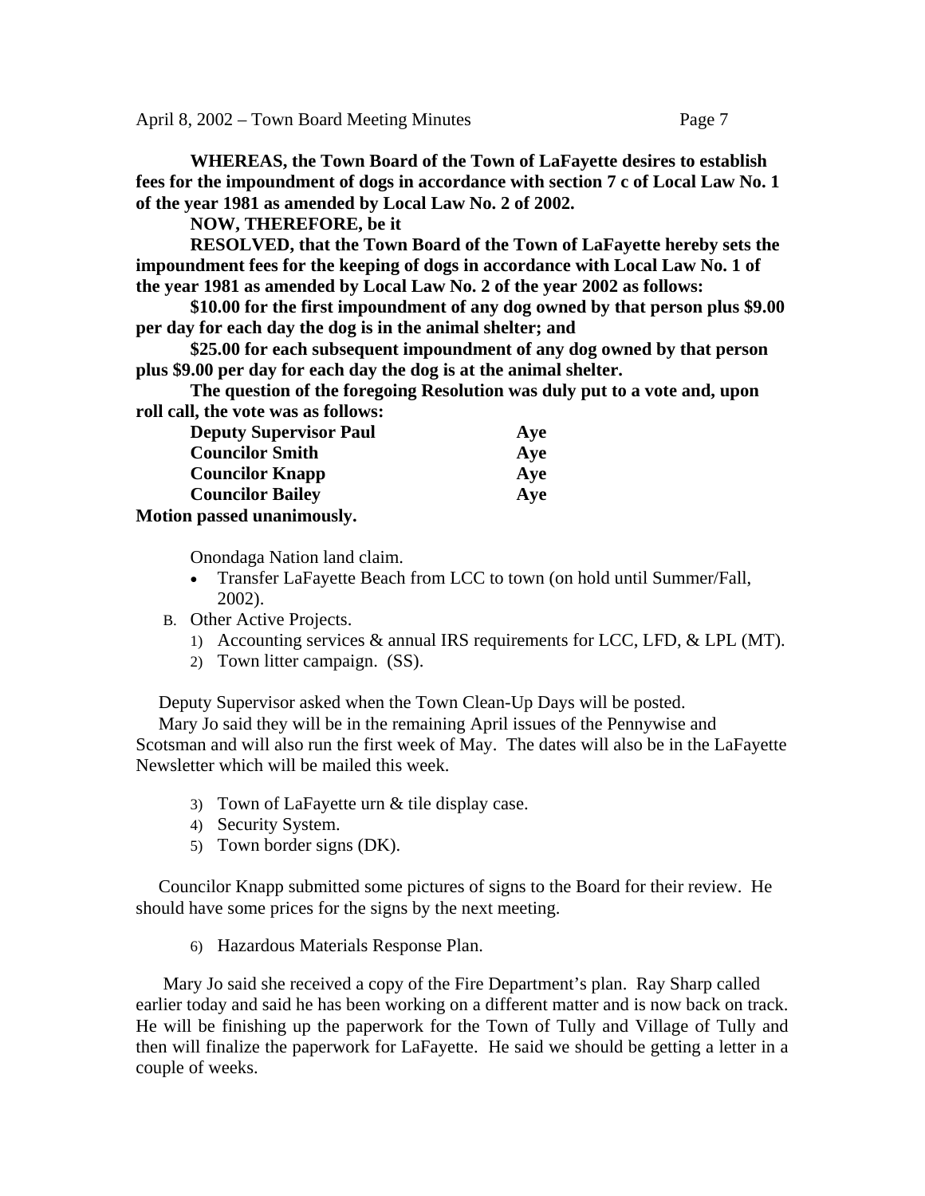**WHEREAS, the Town Board of the Town of LaFayette desires to establish fees for the impoundment of dogs in accordance with section 7 c of Local Law No. 1 of the year 1981 as amended by Local Law No. 2 of 2002.**

**NOW, THEREFORE, be it**

**RESOLVED, that the Town Board of the Town of LaFayette hereby sets the impoundment fees for the keeping of dogs in accordance with Local Law No. 1 of the year 1981 as amended by Local Law No. 2 of the year 2002 as follows:**

**$10.00 for the first impoundment of any dog owned by that person plus $9.00 per day for each day the dog is in the animal shelter; and**

**$25.00 for each subsequent impoundment of any dog owned by that person plus $9.00 per day for each day the dog is at the animal shelter.**

**The question of the foregoing Resolution was duly put to a vote and, upon roll call, the vote was as follows:**

| | |
|---|---|
| **Deputy Supervisor Paul** | **Aye** |
| **Councilor Smith** | **Aye** |
| **Councilor Knapp** | **Aye** |
| **Councilor Bailey** | **Aye** |

**Motion passed unanimously.**

Onondaga Nation land claim.

- Transfer LaFayette Beach from LCC to town (on hold until Summer/Fall, 2002).

B. Other Active Projects.

1) Accounting services & annual IRS requirements for LCC, LFD, & LPL (MT).
2) Town litter campaign. (SS).

Deputy Supervisor asked when the Town Clean-Up Days will be posted.

Mary Jo said they will be in the remaining April issues of the Pennywise and Scotsman and will also run the first week of May. The dates will also be in the LaFayette Newsletter which will be mailed this week.

3) Town of LaFayette urn & tile display case.
4) Security System.
5) Town border signs (DK).

Councilor Knapp submitted some pictures of signs to the Board for their review. He should have some prices for the signs by the next meeting.

6) Hazardous Materials Response Plan.

Mary Jo said she received a copy of the Fire Department's plan. Ray Sharp called earlier today and said he has been working on a different matter and is now back on track. He will be finishing up the paperwork for the Town of Tully and Village of Tully and then will finalize the paperwork for LaFayette. He said we should be getting a letter in a couple of weeks.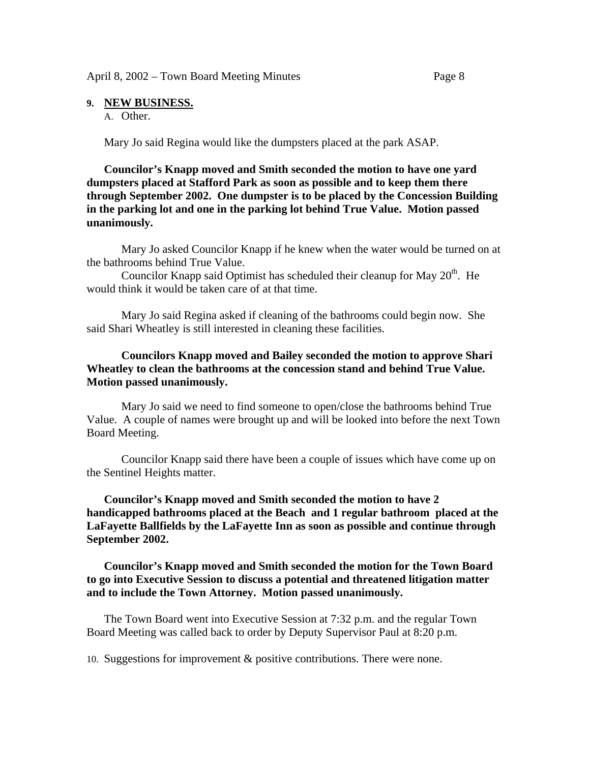**9. NEW BUSINESS.**

A. Other.

Mary Jo said Regina would like the dumpsters placed at the park ASAP.

**Councilor's Knapp moved and Smith seconded the motion to have one yard dumpsters placed at Stafford Park as soon as possible and to keep them there through September 2002. One dumpster is to be placed by the Concession Building in the parking lot and one in the parking lot behind True Value. Motion passed unanimously.**

Mary Jo asked Councilor Knapp if he knew when the water would be turned on at the bathrooms behind True Value.

Councilor Knapp said Optimist has scheduled their cleanup for May 20th. He would think it would be taken care of at that time.

Mary Jo said Regina asked if cleaning of the bathrooms could begin now. She said Shari Wheatley is still interested in cleaning these facilities.

**Councilors Knapp moved and Bailey seconded the motion to approve Shari Wheatley to clean the bathrooms at the concession stand and behind True Value. Motion passed unanimously.**

Mary Jo said we need to find someone to open/close the bathrooms behind True Value. A couple of names were brought up and will be looked into before the next Town Board Meeting.

Councilor Knapp said there have been a couple of issues which have come up on the Sentinel Heights matter.

**Councilor's Knapp moved and Smith seconded the motion to have 2 handicapped bathrooms placed at the Beach and 1 regular bathroom placed at the LaFayette Ballfields by the LaFayette Inn as soon as possible and continue through September 2002.**

**Councilor's Knapp moved and Smith seconded the motion for the Town Board to go into Executive Session to discuss a potential and threatened litigation matter and to include the Town Attorney. Motion passed unanimously.**

The Town Board went into Executive Session at 7:32 p.m. and the regular Town Board Meeting was called back to order by Deputy Supervisor Paul at 8:20 p.m.

10. Suggestions for improvement & positive contributions. There were none.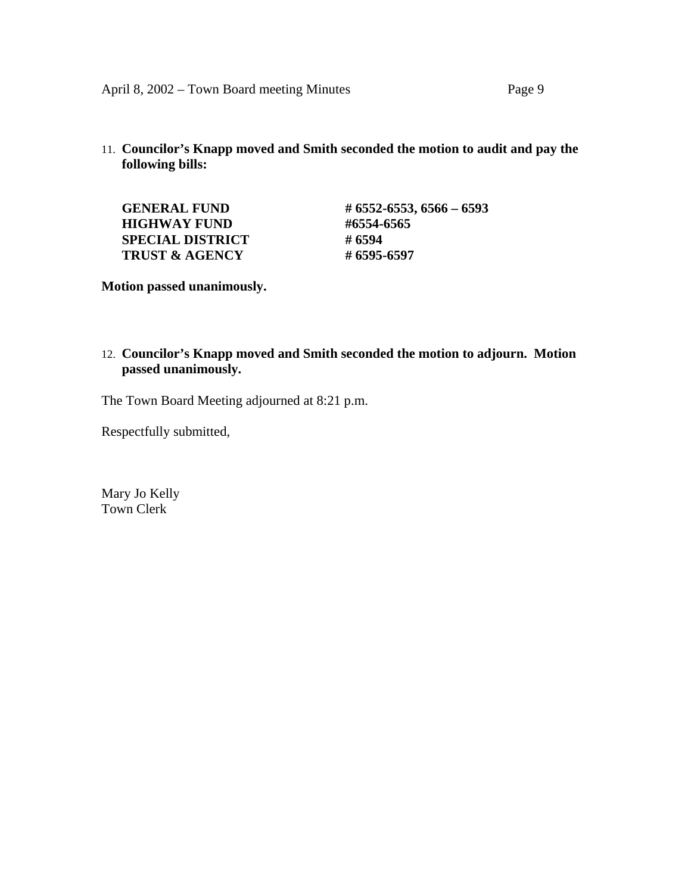11. **Councilor's Knapp moved and Smith seconded the motion to audit and pay the following bills:**

| | |
|---|---|
| **GENERAL FUND** | **# 6552-6553, 6566 – 6593** |
| **HIGHWAY FUND** | **#6554-6565** |
| **SPECIAL DISTRICT** | **# 6594** |
| **TRUST & AGENCY** | **# 6595-6597** |

**Motion passed unanimously.**

12. **Councilor's Knapp moved and Smith seconded the motion to adjourn. Motion passed unanimously.**

The Town Board Meeting adjourned at 8:21 p.m.

Respectfully submitted,

Mary Jo Kelly
Town Clerk